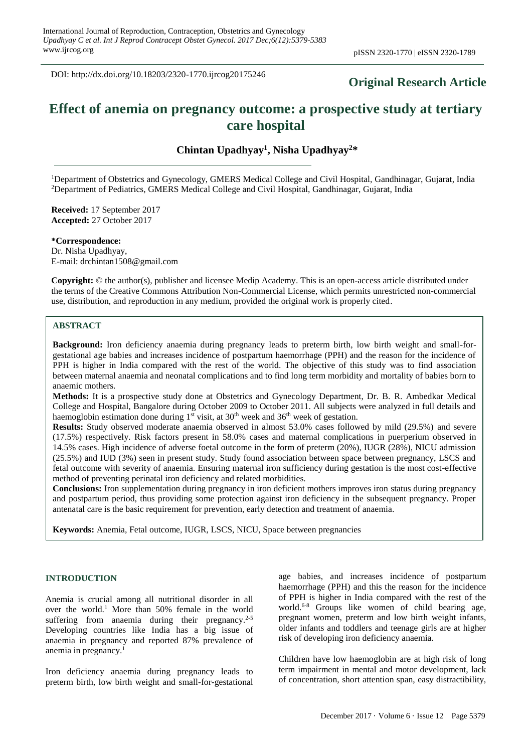DOI: http://dx.doi.org/10.18203/2320-1770.ijrcog20175246

**Original Research Article**

# Effect of anemia on pregnancy outcome: a prospective study at tertiary care hospital

**Chintan Upadhyay[1], Nisha Upadhyay[2]***

[1]Department of Obstetrics and Gynecology, GMERS Medical College and Civil Hospital, Gandhinagar, Gujarat, India
[2]Department of Pediatrics, GMERS Medical College and Civil Hospital, Gandhinagar, Gujarat, India

**Received:** 17 September 2017
**Accepted:** 27 October 2017

**\*Correspondence:**
Dr. Nisha Upadhyay,
E-mail: drchintan1508@gmail.com

**Copyright:** © the author(s), publisher and licensee Medip Academy. This is an open-access article distributed under the terms of the Creative Commons Attribution Non-Commercial License, which permits unrestricted non-commercial use, distribution, and reproduction in any medium, provided the original work is properly cited.

## ABSTRACT

**Background:** Iron deficiency anaemia during pregnancy leads to preterm birth, low birth weight and small-for-gestational age babies and increases incidence of postpartum haemorrhage (PPH) and the reason for the incidence of PPH is higher in India compared with the rest of the world. The objective of this study was to find association between maternal anaemia and neonatal complications and to find long term morbidity and mortality of babies born to anaemic mothers.

**Methods:** It is a prospective study done at Obstetrics and Gynecology Department, Dr. B. R. Ambedkar Medical College and Hospital, Bangalore during October 2009 to October 2011. All subjects were analyzed in full details and haemoglobin estimation done during 1st visit, at 30th week and 36th week of gestation.

**Results:** Study observed moderate anaemia observed in almost 53.0% cases followed by mild (29.5%) and severe (17.5%) respectively. Risk factors present in 58.0% cases and maternal complications in puerperium observed in 14.5% cases. High incidence of adverse foetal outcome in the form of preterm (20%), IUGR (28%), NICU admission (25.5%) and IUD (3%) seen in present study. Study found association between space between pregnancy, LSCS and fetal outcome with severity of anaemia. Ensuring maternal iron sufficiency during gestation is the most cost-effective method of preventing perinatal iron deficiency and related morbidities.

**Conclusions:** Iron supplementation during pregnancy in iron deficient mothers improves iron status during pregnancy and postpartum period, thus providing some protection against iron deficiency in the subsequent pregnancy. Proper antenatal care is the basic requirement for prevention, early detection and treatment of anaemia.

**Keywords:** Anemia, Fetal outcome, IUGR, LSCS, NICU, Space between pregnancies

## INTRODUCTION

Anemia is crucial among all nutritional disorder in all over the world.[1] More than 50% female in the world suffering from anaemia during their pregnancy.[2-5] Developing countries like India has a big issue of anaemia in pregnancy and reported 87% prevalence of anemia in pregnancy.[1]

Iron deficiency anaemia during pregnancy leads to preterm birth, low birth weight and small-for-gestational age babies, and increases incidence of postpartum haemorrhage (PPH) and this the reason for the incidence of PPH is higher in India compared with the rest of the world.[6-8] Groups like women of child bearing age, pregnant women, preterm and low birth weight infants, older infants and toddlers and teenage girls are at higher risk of developing iron deficiency anaemia.

Children have low haemoglobin are at high risk of long term impairment in mental and motor development, lack of concentration, short attention span, easy distractibility,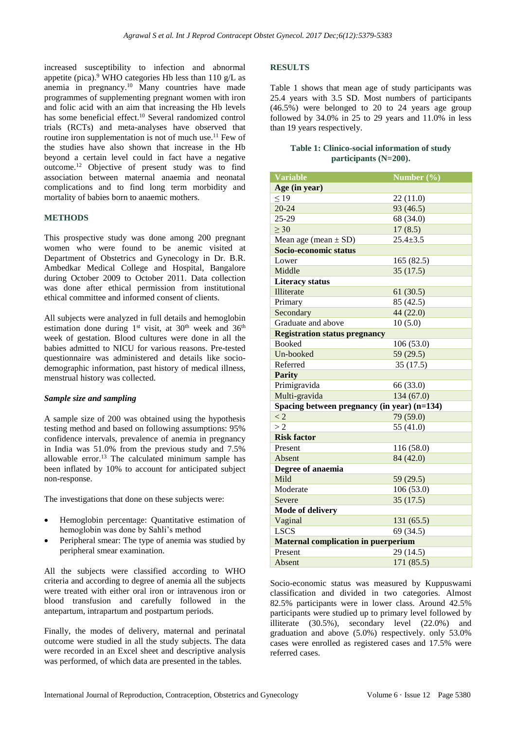increased susceptibility to infection and abnormal appetite (pica).[9] WHO categories Hb less than 110 g/L as anemia in pregnancy.[10] Many countries have made programmes of supplementing pregnant women with iron and folic acid with an aim that increasing the Hb levels has some beneficial effect.[10] Several randomized control trials (RCTs) and meta-analyses have observed that routine iron supplementation is not of much use.[11] Few of the studies have also shown that increase in the Hb beyond a certain level could in fact have a negative outcome.[12] Objective of present study was to find association between maternal anaemia and neonatal complications and to find long term morbidity and mortality of babies born to anaemic mothers.

## METHODS

This prospective study was done among 200 pregnant women who were found to be anemic visited at Department of Obstetrics and Gynecology in Dr. B.R. Ambedkar Medical College and Hospital, Bangalore during October 2009 to October 2011. Data collection was done after ethical permission from institutional ethical committee and informed consent of clients.

All subjects were analyzed in full details and hemoglobin estimation done during 1st visit, at 30th week and 36th week of gestation. Blood cultures were done in all the babies admitted to NICU for various reasons. Pre-tested questionnaire was administered and details like socio-demographic information, past history of medical illness, menstrual history was collected.

### *Sample size and sampling*

A sample size of 200 was obtained using the hypothesis testing method and based on following assumptions: 95% confidence intervals, prevalence of anemia in pregnancy in India was 51.0% from the previous study and 7.5% allowable error.[13] The calculated minimum sample has been inflated by 10% to account for anticipated subject non-response.

The investigations that done on these subjects were:

- Hemoglobin percentage: Quantitative estimation of hemoglobin was done by Sahli's method
- Peripheral smear: The type of anemia was studied by peripheral smear examination.

All the subjects were classified according to WHO criteria and according to degree of anemia all the subjects were treated with either oral iron or intravenous iron or blood transfusion and carefully followed in the antepartum, intrapartum and postpartum periods.

Finally, the modes of delivery, maternal and perinatal outcome were studied in all the study subjects. The data were recorded in an Excel sheet and descriptive analysis was performed, of which data are presented in the tables.

## RESULTS

Table 1 shows that mean age of study participants was 25.4 years with 3.5 SD. Most numbers of participants (46.5%) were belonged to 20 to 24 years age group followed by 34.0% in 25 to 29 years and 11.0% in less than 19 years respectively.

**Table 1: Clinico-social information of study participants (N=200).**

| Variable | Number (%) |
|---|---|
| **Age (in year)** | |
| ≤ 19 | 22 (11.0) |
| 20-24 | 93 (46.5) |
| 25-29 | 68 (34.0) |
| ≥ 30 | 17 (8.5) |
| Mean age (mean ± SD) | 25.4±3.5 |
| **Socio-economic status** | |
| Lower | 165 (82.5) |
| Middle | 35 (17.5) |
| **Literacy status** | |
| Illiterate | 61 (30.5) |
| Primary | 85 (42.5) |
| Secondary | 44 (22.0) |
| Graduate and above | 10 (5.0) |
| **Registration status pregnancy** | |
| Booked | 106 (53.0) |
| Un-booked | 59 (29.5) |
| Referred | 35 (17.5) |
| **Parity** | |
| Primigravida | 66 (33.0) |
| Multi-gravida | 134 (67.0) |
| **Spacing between pregnancy (in year) (n=134)** | |
| < 2 | 79 (59.0) |
| > 2 | 55 (41.0) |
| **Risk factor** | |
| Present | 116 (58.0) |
| Absent | 84 (42.0) |
| **Degree of anaemia** | |
| Mild | 59 (29.5) |
| Moderate | 106 (53.0) |
| Severe | 35 (17.5) |
| **Mode of delivery** | |
| Vaginal | 131 (65.5) |
| LSCS | 69 (34.5) |
| **Maternal complication in puerperium** | |
| Present | 29 (14.5) |
| Absent | 171 (85.5) |

Socio-economic status was measured by Kuppuswami classification and divided in two categories. Almost 82.5% participants were in lower class. Around 42.5% participants were studied up to primary level followed by illiterate (30.5%), secondary level (22.0%) and graduation and above (5.0%) respectively. only 53.0% cases were enrolled as registered cases and 17.5% were referred cases.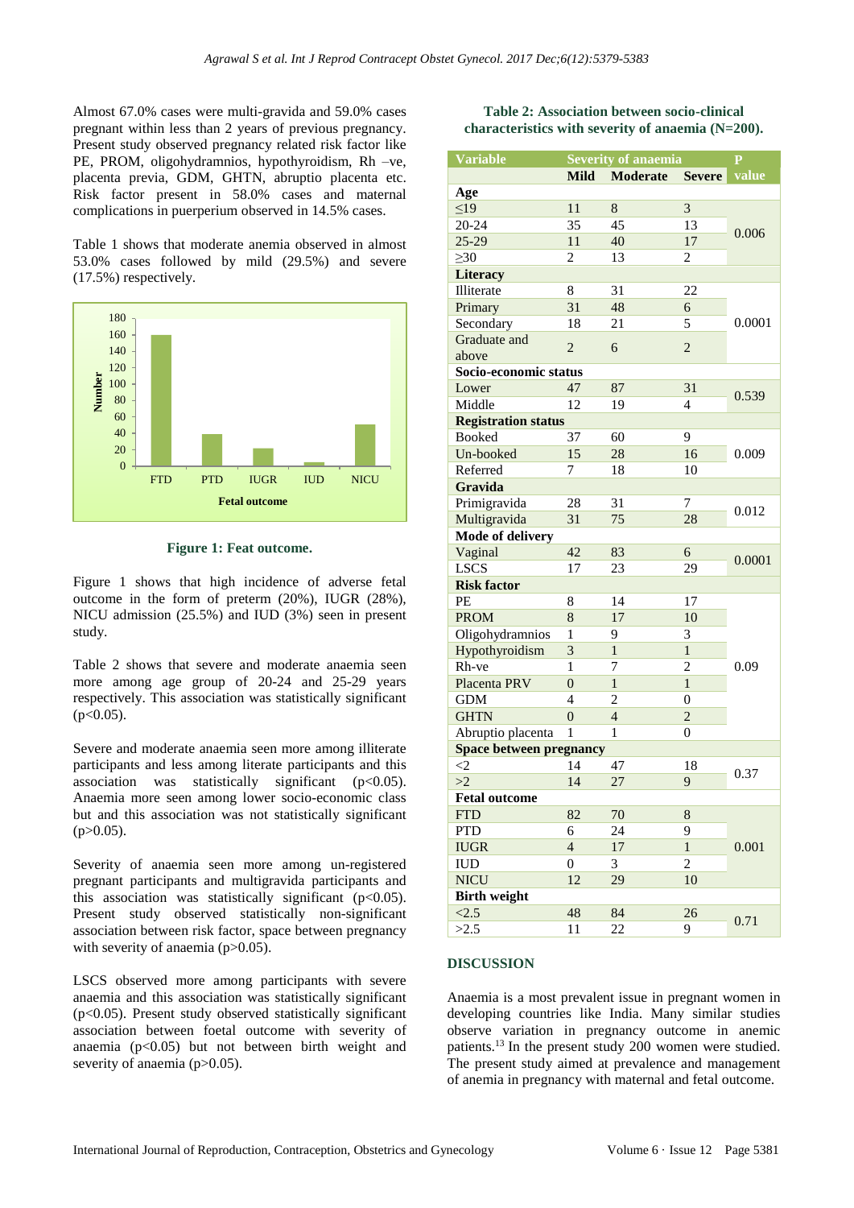Almost 67.0% cases were multi-gravida and 59.0% cases pregnant within less than 2 years of previous pregnancy. Present study observed pregnancy related risk factor like PE, PROM, oligohydramnios, hypothyroidism, Rh –ve, placenta previa, GDM, GHTN, abruptio placenta etc. Risk factor present in 58.0% cases and maternal complications in puerperium observed in 14.5% cases.

Table 1 shows that moderate anemia observed in almost 53.0% cases followed by mild (29.5%) and severe (17.5%) respectively.

**Figure 1: Feat outcome.**

Figure 1 shows that high incidence of adverse fetal outcome in the form of preterm (20%), IUGR (28%), NICU admission (25.5%) and IUD (3%) seen in present study.

Table 2 shows that severe and moderate anaemia seen more among age group of 20-24 and 25-29 years respectively. This association was statistically significant (p<0.05).

Severe and moderate anaemia seen more among illiterate participants and less among literate participants and this association was statistically significant (p<0.05). Anaemia more seen among lower socio-economic class but and this association was not statistically significant (p>0.05).

Severity of anaemia seen more among un-registered pregnant participants and multigravida participants and this association was statistically significant (p<0.05). Present study observed statistically non-significant association between risk factor, space between pregnancy with severity of anaemia (p>0.05).

LSCS observed more among participants with severe anaemia and this association was statistically significant (p<0.05). Present study observed statistically significant association between foetal outcome with severity of anaemia (p<0.05) but not between birth weight and severity of anaemia (p>0.05).

**Table 2: Association between socio-clinical characteristics with severity of anaemia (N=200).**

| Variable | Severity of anaemia | | | P value |
|---|---|---|---|---|
| | Mild | Moderate | Severe | |
| **Age** | | | | |
| ≤19 | 11 | 8 | 3 | 0.006 |
| 20-24 | 35 | 45 | 13 | |
| 25-29 | 11 | 40 | 17 | |
| ≥30 | 2 | 13 | 2 | |
| **Literacy** | | | | |
| Illiterate | 8 | 31 | 22 | 0.0001 |
| Primary | 31 | 48 | 6 | |
| Secondary | 18 | 21 | 5 | |
| Graduate and above | 2 | 6 | 2 | |
| **Socio-economic status** | | | | |
| Lower | 47 | 87 | 31 | 0.539 |
| Middle | 12 | 19 | 4 | |
| **Registration status** | | | | |
| Booked | 37 | 60 | 9 | 0.009 |
| Un-booked | 15 | 28 | 16 | |
| Referred | 7 | 18 | 10 | |
| **Gravida** | | | | |
| Primigravida | 28 | 31 | 7 | 0.012 |
| Multigravida | 31 | 75 | 28 | |
| **Mode of delivery** | | | | |
| Vaginal | 42 | 83 | 6 | 0.0001 |
| LSCS | 17 | 23 | 29 | |
| **Risk factor** | | | | |
| PE | 8 | 14 | 17 | 0.09 |
| PROM | 8 | 17 | 10 | |
| Oligohydramnios | 1 | 9 | 3 | |
| Hypothyroidism | 3 | 1 | 1 | |
| Rh-ve | 1 | 7 | 2 | |
| Placenta PRV | 0 | 1 | 1 | |
| GDM | 4 | 2 | 0 | |
| GHTN | 0 | 4 | 2 | |
| Abruptio placenta | 1 | 1 | 0 | |
| **Space between pregnancy** | | | | |
| <2 | 14 | 47 | 18 | 0.37 |
| >2 | 14 | 27 | 9 | |
| **Fetal outcome** | | | | |
| FTD | 82 | 70 | 8 | 0.001 |
| PTD | 6 | 24 | 9 | |
| IUGR | 4 | 17 | 1 | |
| IUD | 0 | 3 | 2 | |
| NICU | 12 | 29 | 10 | |
| **Birth weight** | | | | |
| <2.5 | 48 | 84 | 26 | 0.71 |
| >2.5 | 11 | 22 | 9 | |

## DISCUSSION

Anaemia is a most prevalent issue in pregnant women in developing countries like India. Many similar studies observe variation in pregnancy outcome in anemic patients.[13] In the present study 200 women were studied. The present study aimed at prevalence and management of anemia in pregnancy with maternal and fetal outcome.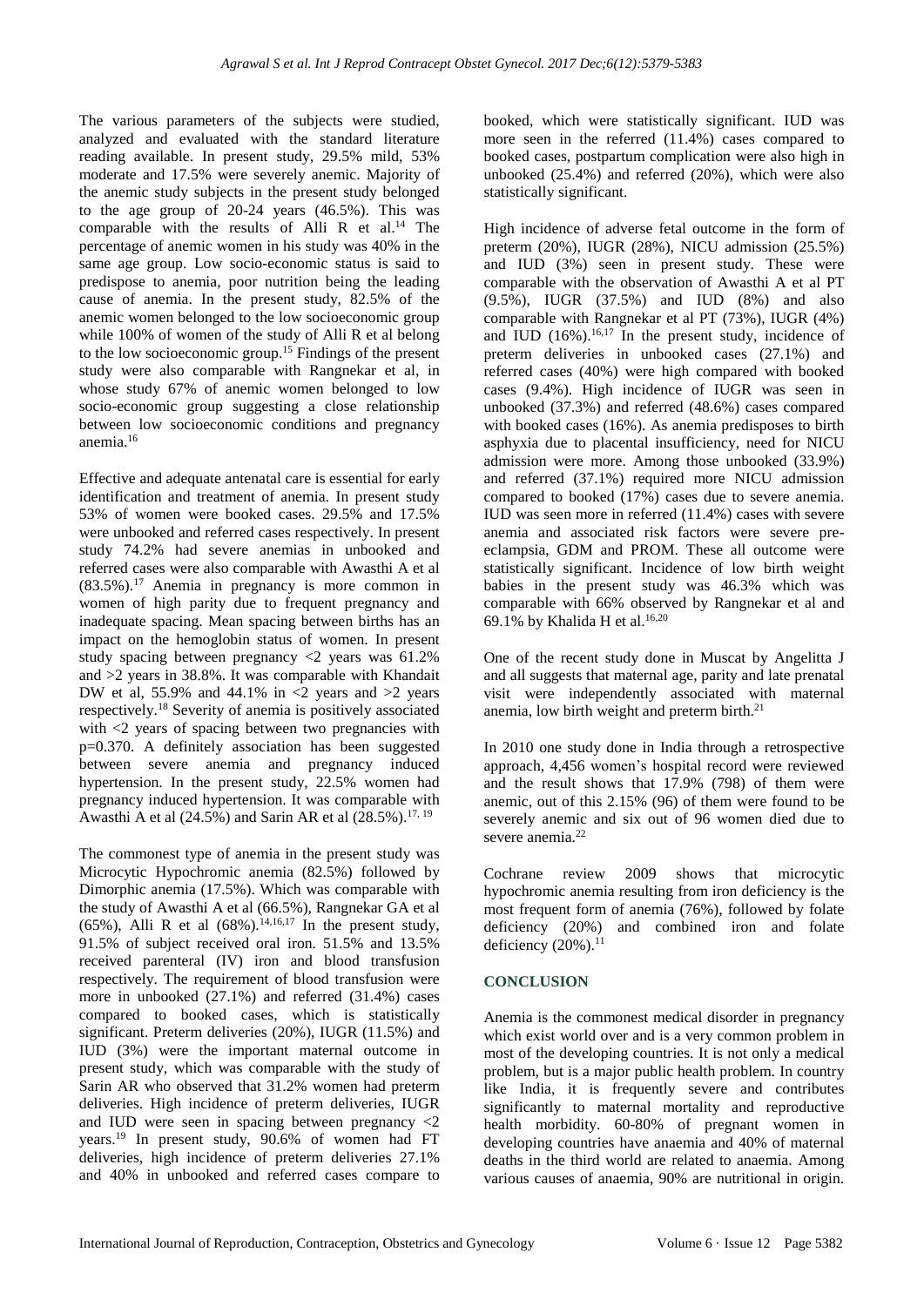The various parameters of the subjects were studied, analyzed and evaluated with the standard literature reading available. In present study, 29.5% mild, 53% moderate and 17.5% were severely anemic. Majority of the anemic study subjects in the present study belonged to the age group of 20-24 years (46.5%). This was comparable with the results of Alli R et al.[14] The percentage of anemic women in his study was 40% in the same age group. Low socio-economic status is said to predispose to anemia, poor nutrition being the leading cause of anemia. In the present study, 82.5% of the anemic women belonged to the low socioeconomic group while 100% of women of the study of Alli R et al belong to the low socioeconomic group.[15] Findings of the present study were also comparable with Rangnekar et al, in whose study 67% of anemic women belonged to low socio-economic group suggesting a close relationship between low socioeconomic conditions and pregnancy anemia.[16]

Effective and adequate antenatal care is essential for early identification and treatment of anemia. In present study 53% of women were booked cases. 29.5% and 17.5% were unbooked and referred cases respectively. In present study 74.2% had severe anemias in unbooked and referred cases were also comparable with Awasthi A et al (83.5%).[17] Anemia in pregnancy is more common in women of high parity due to frequent pregnancy and inadequate spacing. Mean spacing between births has an impact on the hemoglobin status of women. In present study spacing between pregnancy <2 years was 61.2% and >2 years in 38.8%. It was comparable with Khandait DW et al, 55.9% and 44.1% in <2 years and >2 years respectively.[18] Severity of anemia is positively associated with <2 years of spacing between two pregnancies with p=0.370. A definitely association has been suggested between severe anemia and pregnancy induced hypertension. In the present study, 22.5% women had pregnancy induced hypertension. It was comparable with Awasthi A et al (24.5%) and Sarin AR et al (28.5%).[17, 19]

The commonest type of anemia in the present study was Microcytic Hypochromic anemia (82.5%) followed by Dimorphic anemia (17.5%). Which was comparable with the study of Awasthi A et al (66.5%), Rangnekar GA et al (65%), Alli R et al (68%).[14,16,17] In the present study, 91.5% of subject received oral iron. 51.5% and 13.5% received parenteral (IV) iron and blood transfusion respectively. The requirement of blood transfusion were more in unbooked (27.1%) and referred (31.4%) cases compared to booked cases, which is statistically significant. Preterm deliveries (20%), IUGR (11.5%) and IUD (3%) were the important maternal outcome in present study, which was comparable with the study of Sarin AR who observed that 31.2% women had preterm deliveries. High incidence of preterm deliveries, IUGR and IUD were seen in spacing between pregnancy <2 years.[19] In present study, 90.6% of women had FT deliveries, high incidence of preterm deliveries 27.1% and 40% in unbooked and referred cases compare to booked, which were statistically significant. IUD was more seen in the referred (11.4%) cases compared to booked cases, postpartum complication were also high in unbooked (25.4%) and referred (20%), which were also statistically significant.

High incidence of adverse fetal outcome in the form of preterm (20%), IUGR (28%), NICU admission (25.5%) and IUD (3%) seen in present study. These were comparable with the observation of Awasthi A et al PT (9.5%), IUGR (37.5%) and IUD (8%) and also comparable with Rangnekar et al PT (73%), IUGR (4%) and IUD (16%).[16,17] In the present study, incidence of preterm deliveries in unbooked cases (27.1%) and referred cases (40%) were high compared with booked cases (9.4%). High incidence of IUGR was seen in unbooked (37.3%) and referred (48.6%) cases compared with booked cases (16%). As anemia predisposes to birth asphyxia due to placental insufficiency, need for NICU admission were more. Among those unbooked (33.9%) and referred (37.1%) required more NICU admission compared to booked (17%) cases due to severe anemia. IUD was seen more in referred (11.4%) cases with severe anemia and associated risk factors were severe pre-eclampsia, GDM and PROM. These all outcome were statistically significant. Incidence of low birth weight babies in the present study was 46.3% which was comparable with 66% observed by Rangnekar et al and 69.1% by Khalida H et al.[16,20]

One of the recent study done in Muscat by Angelitta J and all suggests that maternal age, parity and late prenatal visit were independently associated with maternal anemia, low birth weight and preterm birth.[21]

In 2010 one study done in India through a retrospective approach, 4,456 women's hospital record were reviewed and the result shows that 17.9% (798) of them were anemic, out of this 2.15% (96) of them were found to be severely anemic and six out of 96 women died due to severe anemia.[22]

Cochrane review 2009 shows that microcytic hypochromic anemia resulting from iron deficiency is the most frequent form of anemia (76%), followed by folate deficiency (20%) and combined iron and folate deficiency (20%).[11]

## CONCLUSION

Anemia is the commonest medical disorder in pregnancy which exist world over and is a very common problem in most of the developing countries. It is not only a medical problem, but is a major public health problem. In country like India, it is frequently severe and contributes significantly to maternal mortality and reproductive health morbidity. 60-80% of pregnant women in developing countries have anaemia and 40% of maternal deaths in the third world are related to anaemia. Among various causes of anaemia, 90% are nutritional in origin.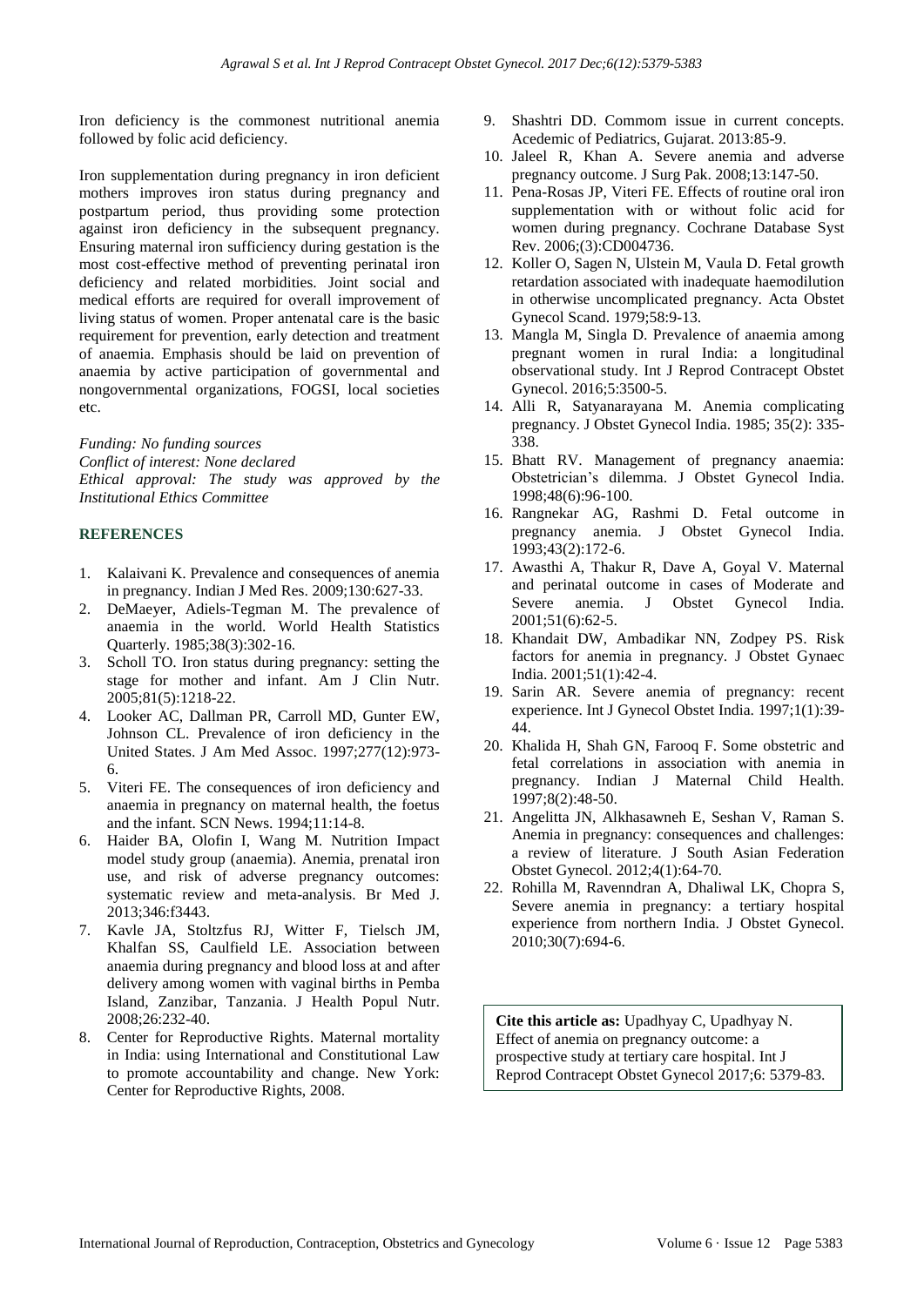Iron deficiency is the commonest nutritional anemia followed by folic acid deficiency.

Iron supplementation during pregnancy in iron deficient mothers improves iron status during pregnancy and postpartum period, thus providing some protection against iron deficiency in the subsequent pregnancy. Ensuring maternal iron sufficiency during gestation is the most cost-effective method of preventing perinatal iron deficiency and related morbidities. Joint social and medical efforts are required for overall improvement of living status of women. Proper antenatal care is the basic requirement for prevention, early detection and treatment of anaemia. Emphasis should be laid on prevention of anaemia by active participation of governmental and nongovernmental organizations, FOGSI, local societies etc.

*Funding: No funding sources*
*Conflict of interest: None declared*
*Ethical approval: The study was approved by the Institutional Ethics Committee*

## REFERENCES

1. Kalaivani K. Prevalence and consequences of anemia in pregnancy. Indian J Med Res. 2009;130:627-33.
2. DeMaeyer, Adiels-Tegman M. The prevalence of anaemia in the world. World Health Statistics Quarterly. 1985;38(3):302-16.
3. Scholl TO. Iron status during pregnancy: setting the stage for mother and infant. Am J Clin Nutr. 2005;81(5):1218-22.
4. Looker AC, Dallman PR, Carroll MD, Gunter EW, Johnson CL. Prevalence of iron deficiency in the United States. J Am Med Assoc. 1997;277(12):973-6.
5. Viteri FE. The consequences of iron deficiency and anaemia in pregnancy on maternal health, the foetus and the infant. SCN News. 1994;11:14-8.
6. Haider BA, Olofin I, Wang M. Nutrition Impact model study group (anaemia). Anemia, prenatal iron use, and risk of adverse pregnancy outcomes: systematic review and meta-analysis. Br Med J. 2013;346:f3443.
7. Kavle JA, Stoltzfus RJ, Witter F, Tielsch JM, Khalfan SS, Caulfield LE. Association between anaemia during pregnancy and blood loss at and after delivery among women with vaginal births in Pemba Island, Zanzibar, Tanzania. J Health Popul Nutr. 2008;26:232-40.
8. Center for Reproductive Rights. Maternal mortality in India: using International and Constitutional Law to promote accountability and change. New York: Center for Reproductive Rights, 2008.
9. Shashtri DD. Commom issue in current concepts. Acedemic of Pediatrics, Gujarat. 2013:85-9.
10. Jaleel R, Khan A. Severe anemia and adverse pregnancy outcome. J Surg Pak. 2008;13:147-50.
11. Pena-Rosas JP, Viteri FE. Effects of routine oral iron supplementation with or without folic acid for women during pregnancy. Cochrane Database Syst Rev. 2006;(3):CD004736.
12. Koller O, Sagen N, Ulstein M, Vaula D. Fetal growth retardation associated with inadequate haemodilution in otherwise uncomplicated pregnancy. Acta Obstet Gynecol Scand. 1979;58:9-13.
13. Mangla M, Singla D. Prevalence of anaemia among pregnant women in rural India: a longitudinal observational study. Int J Reprod Contracept Obstet Gynecol. 2016;5:3500-5.
14. Alli R, Satyanarayana M. Anemia complicating pregnancy. J Obstet Gynecol India. 1985; 35(2): 335-338.
15. Bhatt RV. Management of pregnancy anaemia: Obstetrician's dilemma. J Obstet Gynecol India. 1998;48(6):96-100.
16. Rangnekar AG, Rashmi D. Fetal outcome in pregnancy anemia. J Obstet Gynecol India. 1993;43(2):172-6.
17. Awasthi A, Thakur R, Dave A, Goyal V. Maternal and perinatal outcome in cases of Moderate and Severe anemia. J Obstet Gynecol India. 2001;51(6):62-5.
18. Khandait DW, Ambadikar NN, Zodpey PS. Risk factors for anemia in pregnancy. J Obstet Gynaec India. 2001;51(1):42-4.
19. Sarin AR. Severe anemia of pregnancy: recent experience. Int J Gynecol Obstet India. 1997;1(1):39-44.
20. Khalida H, Shah GN, Farooq F. Some obstetric and fetal correlations in association with anemia in pregnancy. Indian J Maternal Child Health. 1997;8(2):48-50.
21. Angelitta JN, Alkhasawneh E, Seshan V, Raman S. Anemia in pregnancy: consequences and challenges: a review of literature. J South Asian Federation Obstet Gynecol. 2012;4(1):64-70.
22. Rohilla M, Ravenndran A, Dhaliwal LK, Chopra S, Severe anemia in pregnancy: a tertiary hospital experience from northern India. J Obstet Gynecol. 2010;30(7):694-6.

**Cite this article as:** Upadhyay C, Upadhyay N. Effect of anemia on pregnancy outcome: a prospective study at tertiary care hospital. Int J Reprod Contracept Obstet Gynecol 2017;6: 5379-83.